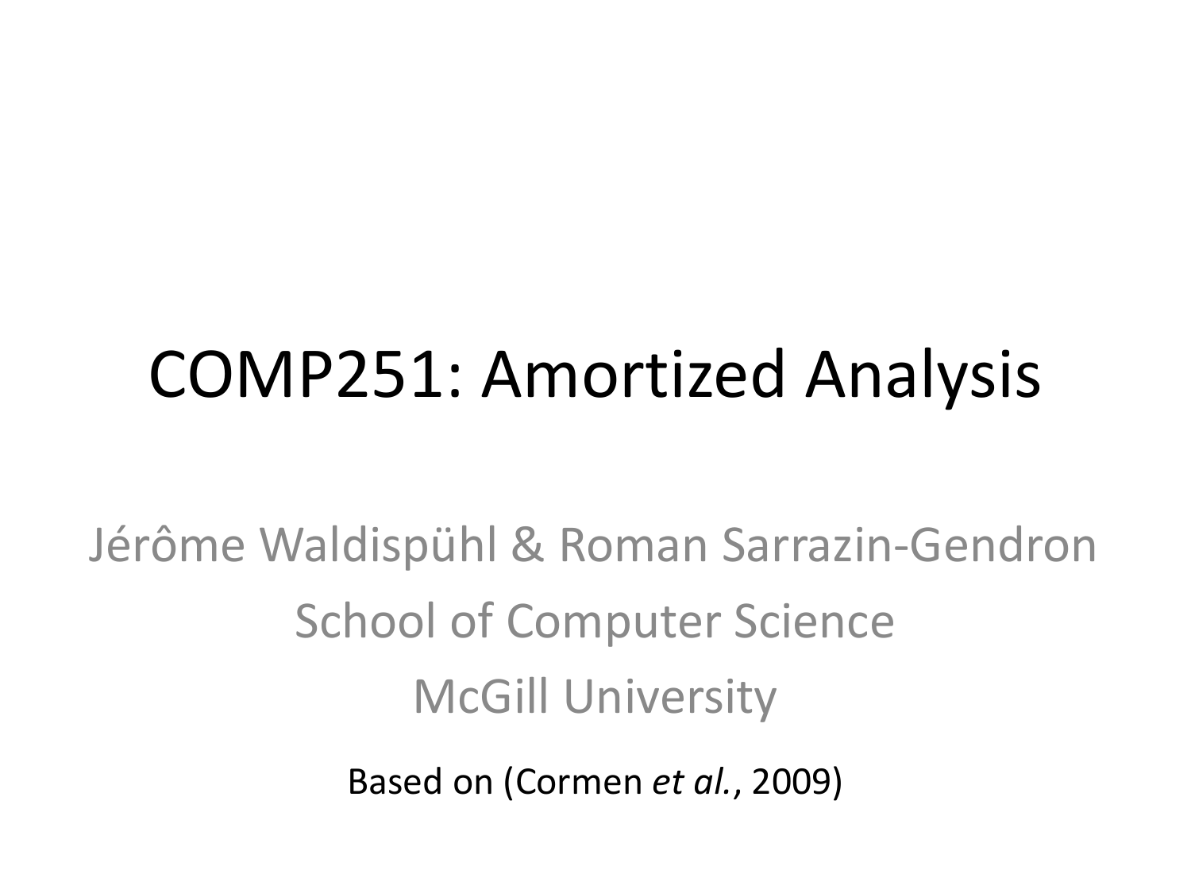# COMP251: Amortized Analysis

Jérôme Waldispühl & Roman Sarrazin-Gendron

School of Computer Science

McGill University

Based on (Cormen *et al.*, 2009)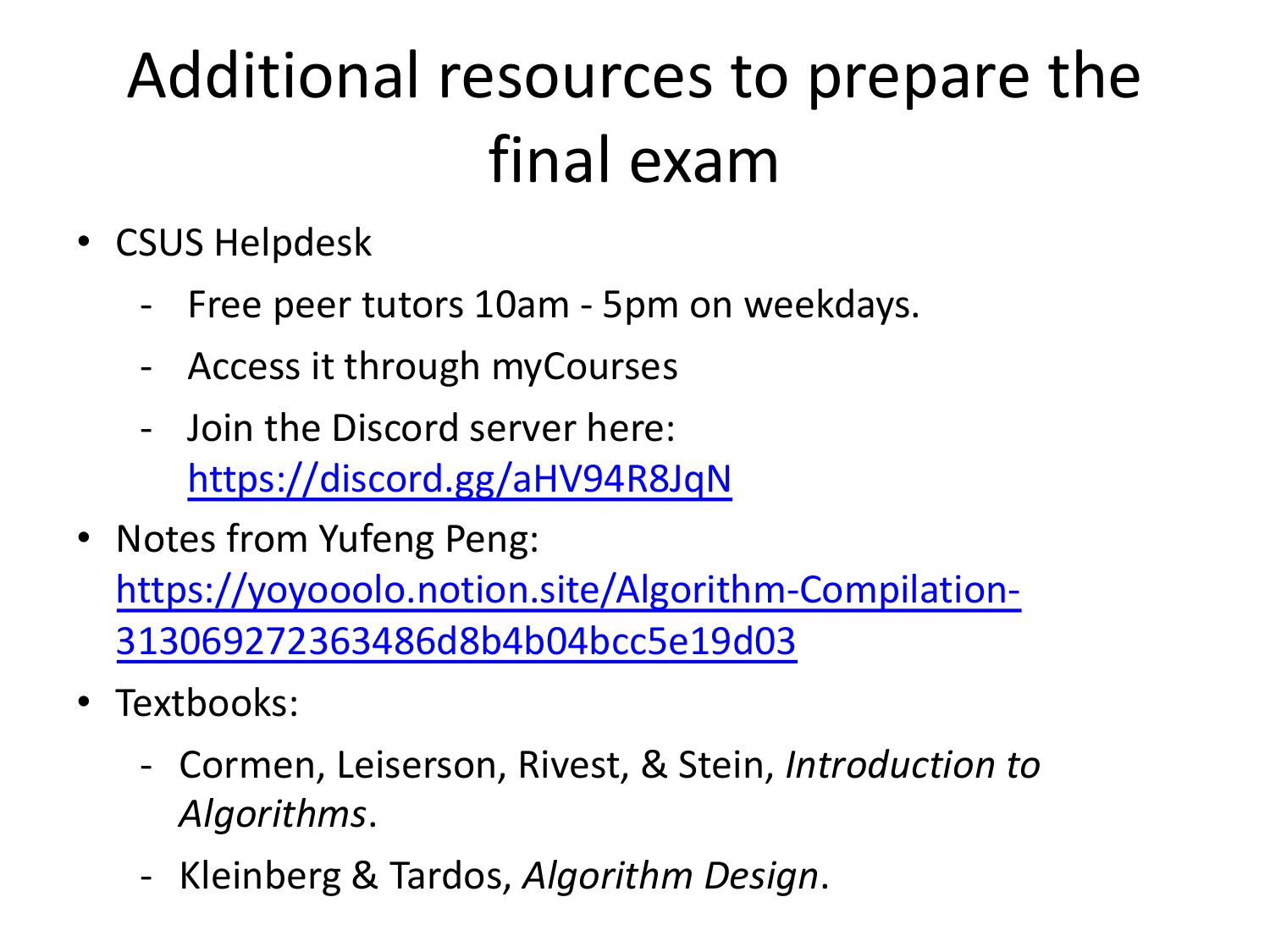# Additional resources to prepare the final exam

- CSUS Helpdesk
  - Free peer tutors 10am - 5pm on weekdays.
  - Access it through myCourses
  - Join the Discord server here: https://discord.gg/aHV94R8JqN
- Notes from Yufeng Peng: https://yoyooolo.notion.site/Algorithm-Compilation-313069272363486d8b4b04bcc5e19d03
- Textbooks:
  - Cormen, Leiserson, Rivest, & Stein, *Introduction to Algorithms*.
  - Kleinberg & Tardos, *Algorithm Design*.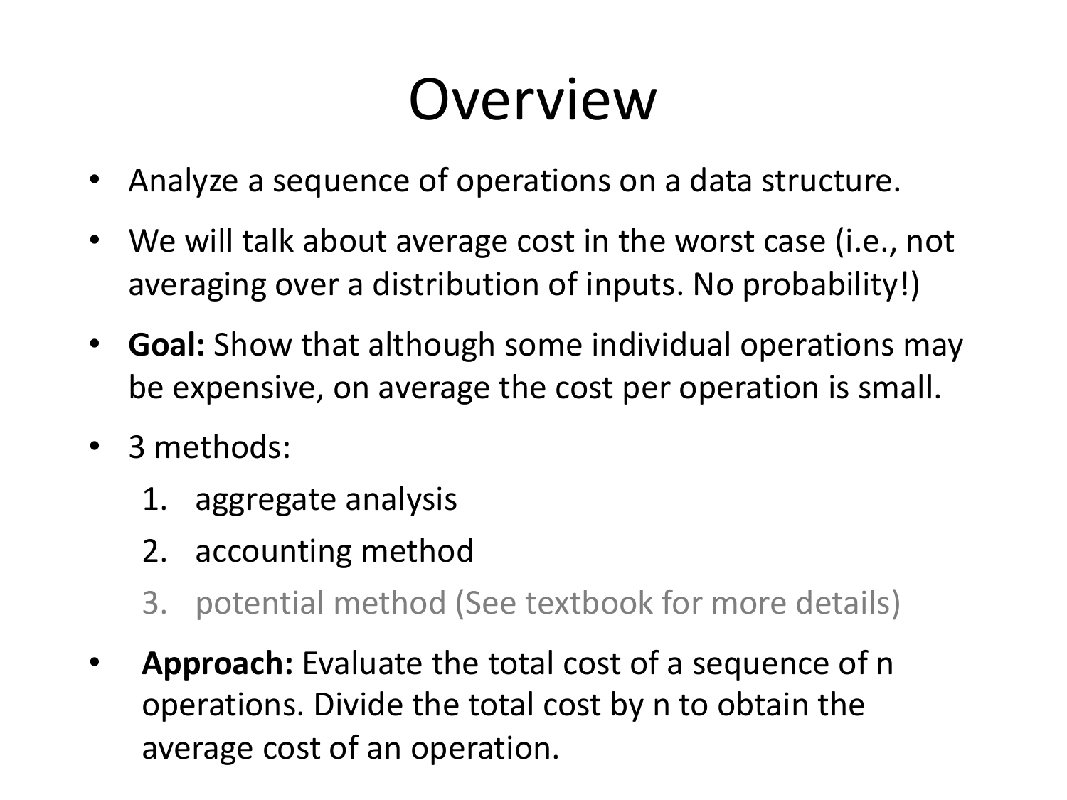# Overview

- Analyze a sequence of operations on a data structure.
- We will talk about average cost in the worst case (i.e., not averaging over a distribution of inputs. No probability!)
- **Goal:** Show that although some individual operations may be expensive, on average the cost per operation is small.
- 3 methods:
  1. aggregate analysis
  2. accounting method
  3. potential method (See textbook for more details)
- **Approach:** Evaluate the total cost of a sequence of n operations. Divide the total cost by n to obtain the average cost of an operation.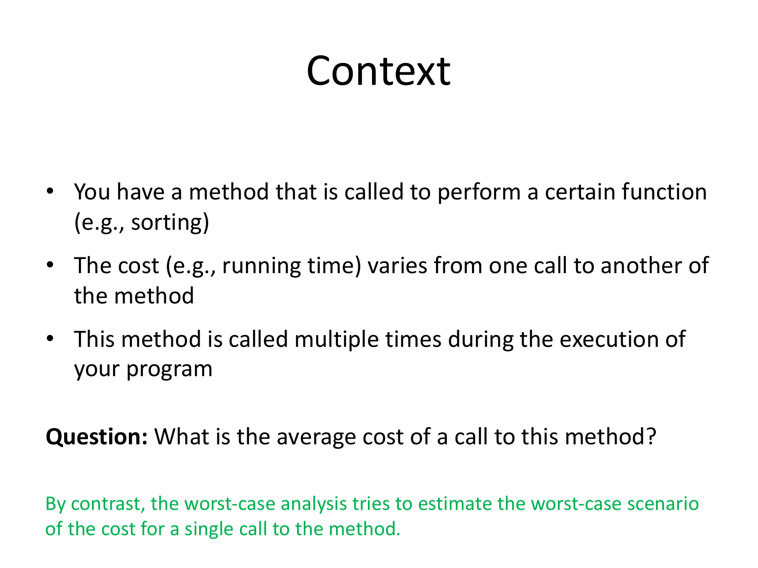# Context

- You have a method that is called to perform a certain function (e.g., sorting)
- The cost (e.g., running time) varies from one call to another of the method
- This method is called multiple times during the execution of your program

**Question:** What is the average cost of a call to this method?

By contrast, the worst-case analysis tries to estimate the worst-case scenario of the cost for a single call to the method.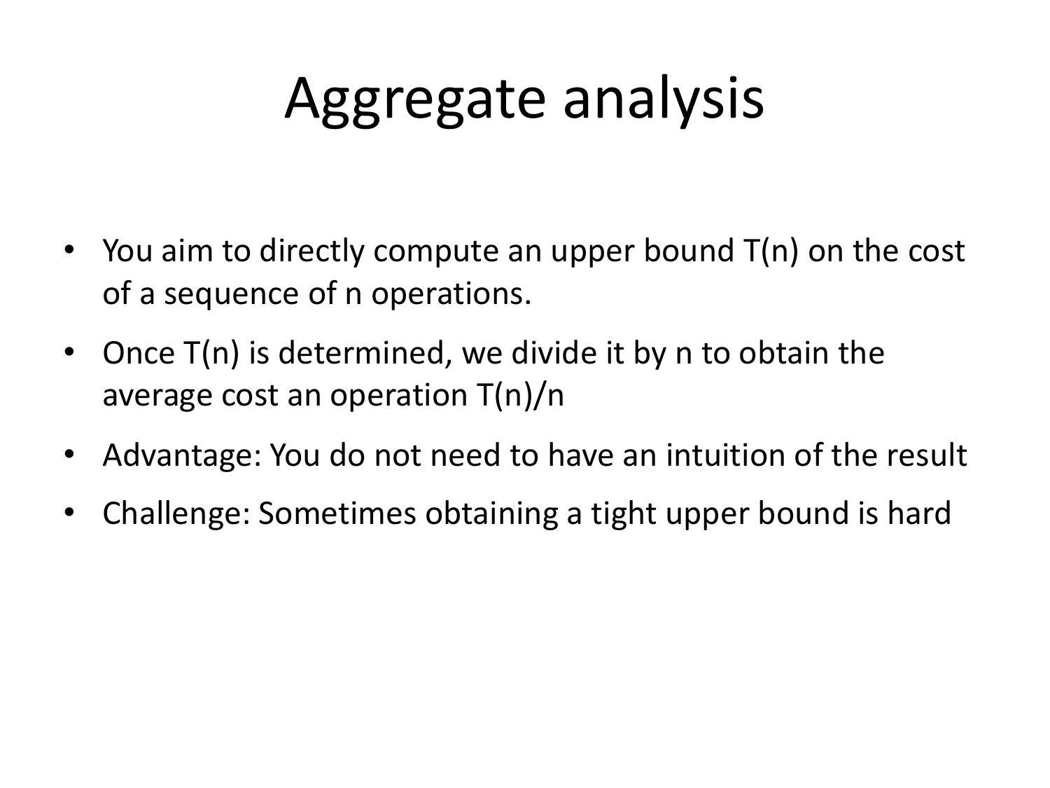# Aggregate analysis

- You aim to directly compute an upper bound $T(n)$ on the cost of a sequence of n operations.
- Once $T(n)$ is determined, we divide it by n to obtain the average cost an operation $T(n)/n$
- Advantage: You do not need to have an intuition of the result
- Challenge: Sometimes obtaining a tight upper bound is hard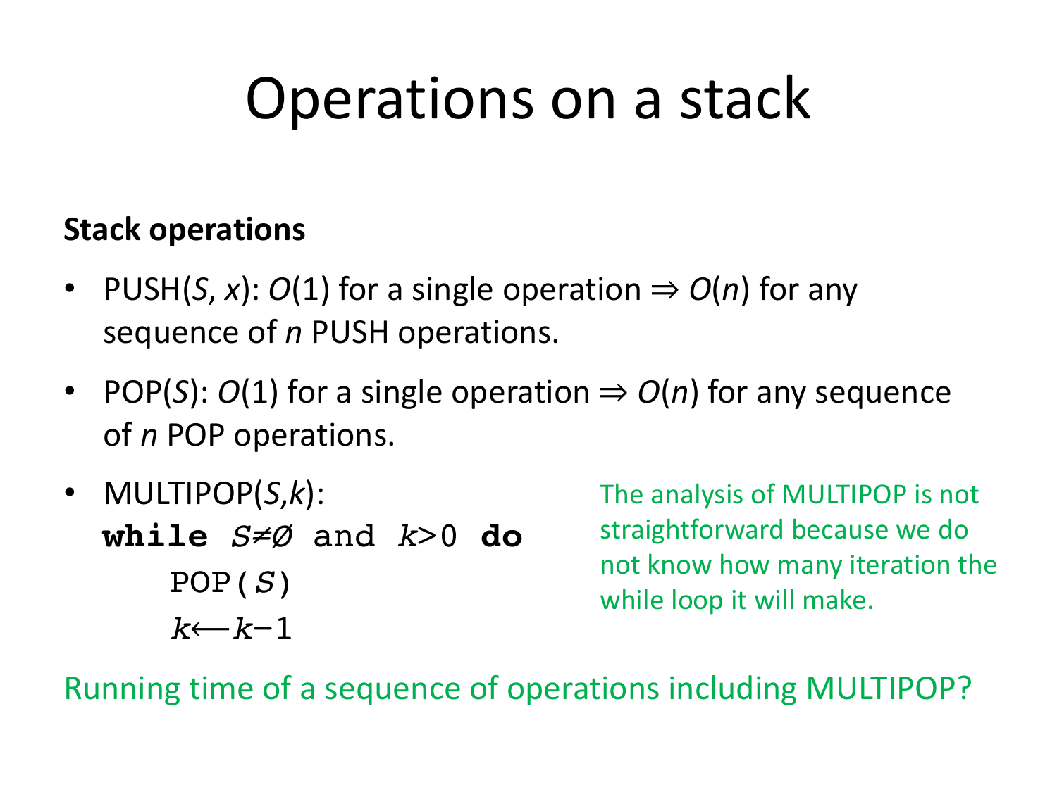# Operations on a stack

**Stack operations**

- PUSH($S$, $x$): $O(1)$ for a single operation ⇒ $O(n)$ for any sequence of $n$ PUSH operations.
- POP($S$): $O(1)$ for a single operation ⇒ $O(n)$ for any sequence of $n$ POP operations.
- MULTIPOP($S$,$k$):

```
while S≠Ø and k>0 do
    POP(S)
    k⟵k−1
```

The analysis of MULTIPOP is not straightforward because we do not know how many iteration the while loop it will make.

Running time of a sequence of operations including MULTIPOP?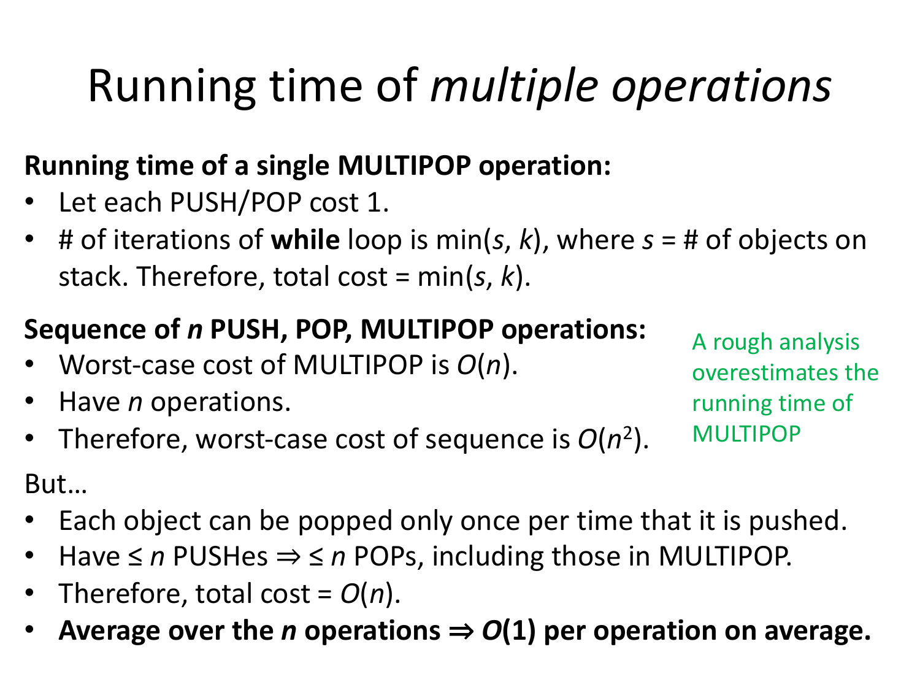# Running time of *multiple operations*

**Running time of a single MULTIPOP operation:**

- Let each PUSH/POP cost 1.
- # of iterations of **while** loop is min($s$, $k$), where $s$ = # of objects on stack. Therefore, total cost = min($s$, $k$).

**Sequence of *n* PUSH, POP, MULTIPOP operations:**

- Worst-case cost of MULTIPOP is $O(n)$.
- Have $n$ operations.
- Therefore, worst-case cost of sequence is $O(n^2)$.

A rough analysis overestimates the running time of MULTIPOP

But…

- Each object can be popped only once per time that it is pushed.
- Have $\leq n$ PUSHes $\Rightarrow$ $\leq n$ POPs, including those in MULTIPOP.
- Therefore, total cost = $O(n)$.
- **Average over the *n* operations $\Rightarrow$ $O(1)$ per operation on average.**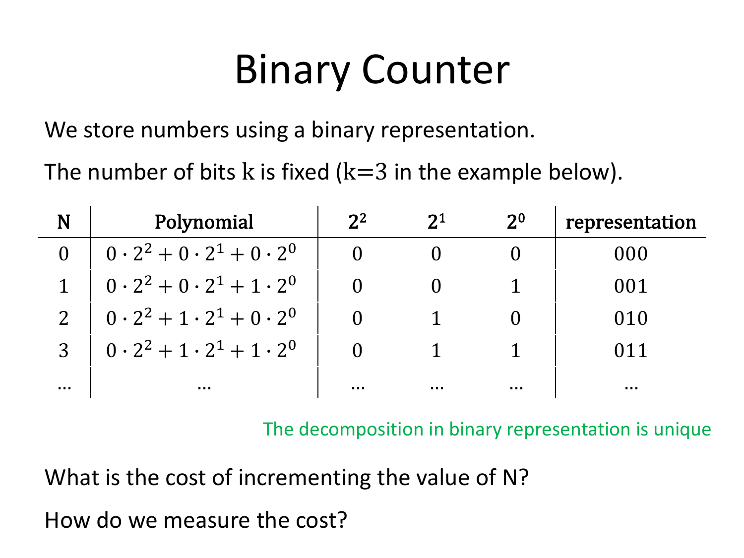# Binary Counter

We store numbers using a binary representation.

The number of bits $k$ is fixed ($k=3$ in the example below).

| N | Polynomial | $2^2$ | $2^1$ | $2^0$ | representation |
|---|---|---|---|---|---|
| 0 | $0 \cdot 2^2 + 0 \cdot 2^1 + 0 \cdot 2^0$ | 0 | 0 | 0 | 000 |
| 1 | $0 \cdot 2^2 + 0 \cdot 2^1 + 1 \cdot 2^0$ | 0 | 0 | 1 | 001 |
| 2 | $0 \cdot 2^2 + 1 \cdot 2^1 + 0 \cdot 2^0$ | 0 | 1 | 0 | 010 |
| 3 | $0 \cdot 2^2 + 1 \cdot 2^1 + 1 \cdot 2^0$ | 0 | 1 | 1 | 011 |
| … | … | … | … | … | … |

The decomposition in binary representation is unique

What is the cost of incrementing the value of N?

How do we measure the cost?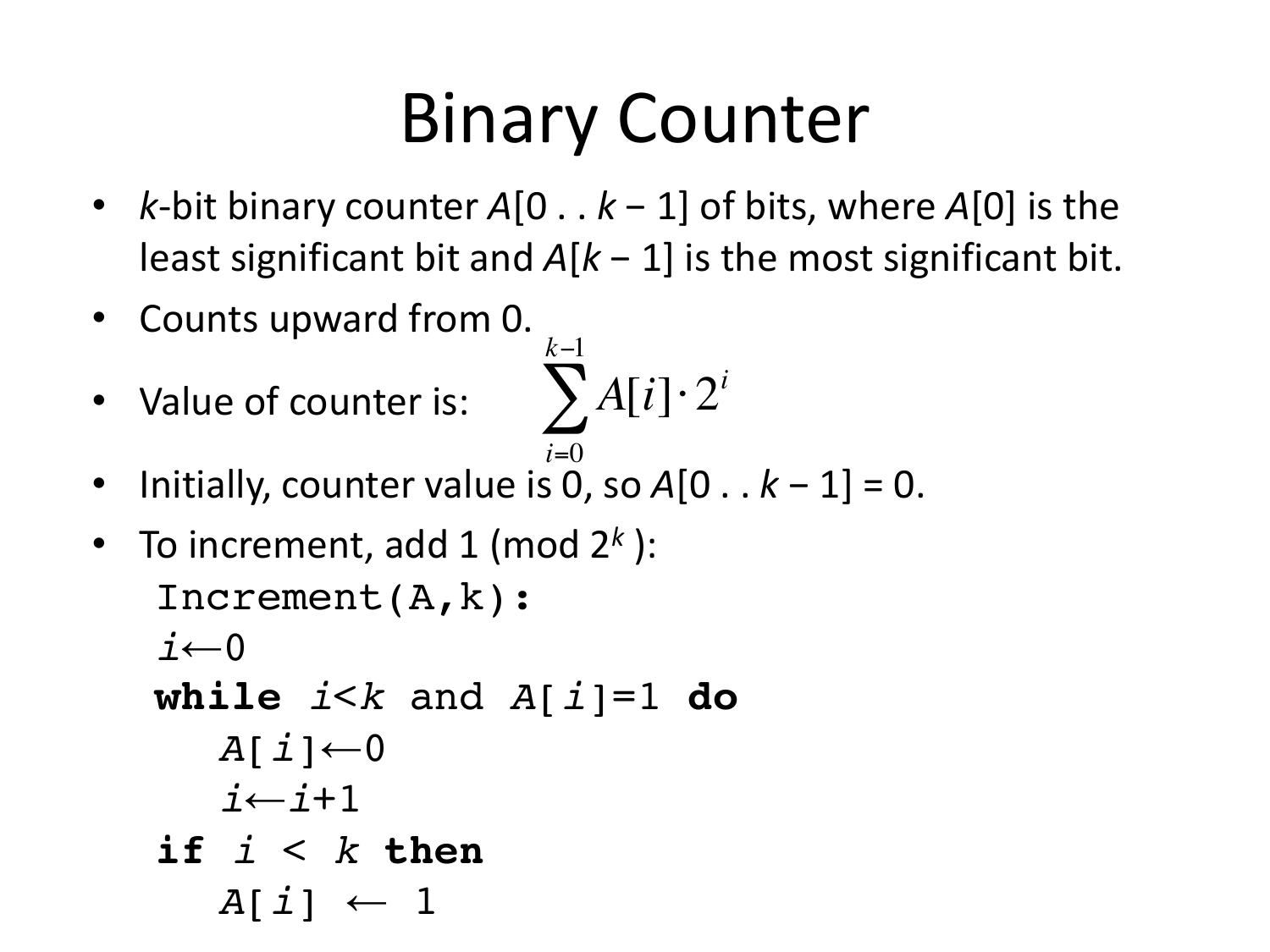# Binary Counter

- $k$-bit binary counter $A[0 \mathrel{.\,.} k-1]$ of bits, where $A[0]$ is the least significant bit and $A[k-1]$ is the most significant bit.
- Counts upward from 0.
- Value of counter is: $$\sum_{i=0}^{k-1} A[i] \cdot 2^i$$
- Initially, counter value is 0, so $A[0 \mathrel{.\,.} k-1] = 0$.
- To increment, add 1 (mod $2^k$ ):

```
Increment(A,k):
i←0
while i<k and A[i]=1 do
   A[i]←0
   i←i+1
if i < k then
   A[i] ← 1
```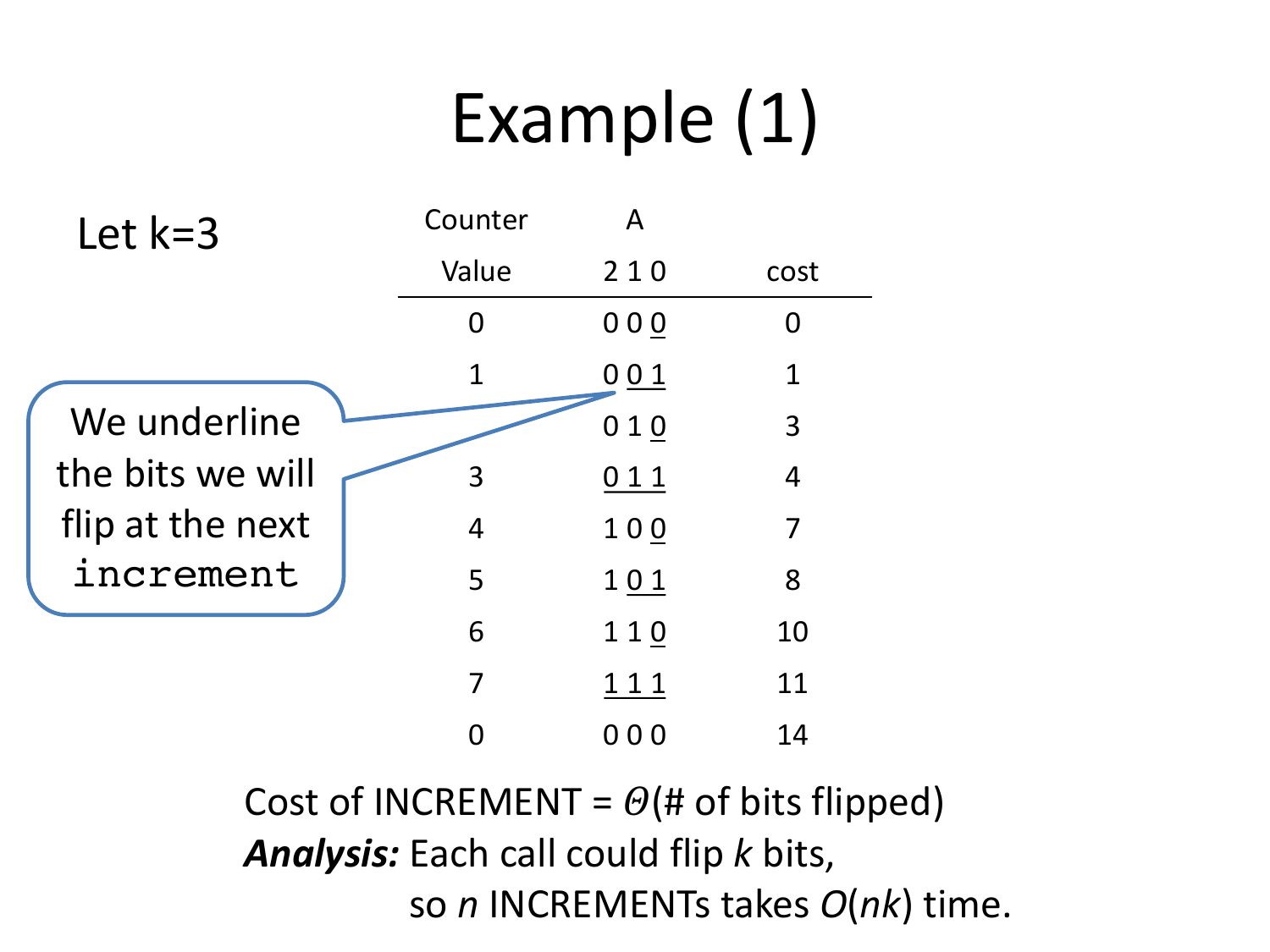# Example (1)

Let k=3

| Counter Value | A<br>2 1 0 | cost |
|---|---|---|
| 0 | 0 0 <u>0</u> | 0 |
| 1 | 0 <u>0 1</u> | 1 |
| | 0 1 <u>0</u> | 3 |
| 3 | <u>0 1 1</u> | 4 |
| 4 | 1 0 <u>0</u> | 7 |
| 5 | 1 <u>0 1</u> | 8 |
| 6 | 1 1 <u>0</u> | 10 |
| 7 | <u>1 1 1</u> | 11 |
| 0 | 0 0 0 | 14 |

We underline the bits we will flip at the next `increment`

Cost of INCREMENT = $\Theta$(# of bits flipped)

***Analysis:*** Each call could flip $k$ bits, so $n$ INCREMENTs takes $O(nk)$ time.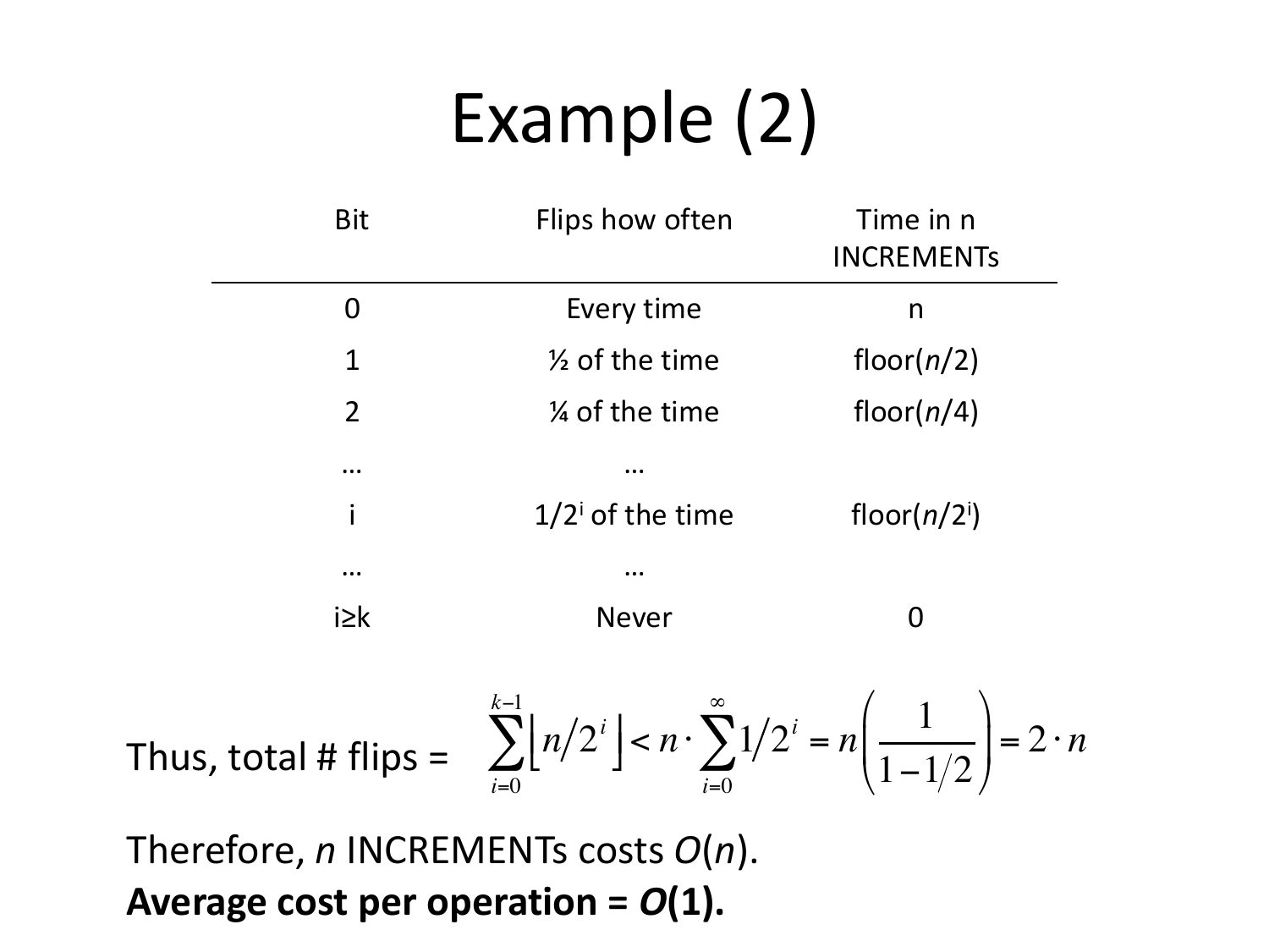# Example (2)

| Bit | Flips how often | Time in n INCREMENTs |
|---|---|---|
| 0 | Every time | n |
| 1 | ½ of the time | floor($n$/2) |
| 2 | ¼ of the time | floor($n$/4) |
| … | … | |
| i | $1/2^i$ of the time | floor($n/2^i$) |
| … | … | |
| i≥k | Never | 0 |

Thus, total # flips = $\displaystyle\sum_{i=0}^{k-1} \lfloor n/2^i \rfloor < n \cdot \sum_{i=0}^{\infty} 1/2^i = n\left(\frac{1}{1-1/2}\right) = 2 \cdot n$

Therefore, $n$ INCREMENTs costs $O(n)$.
**Average cost per operation = $O(1)$.**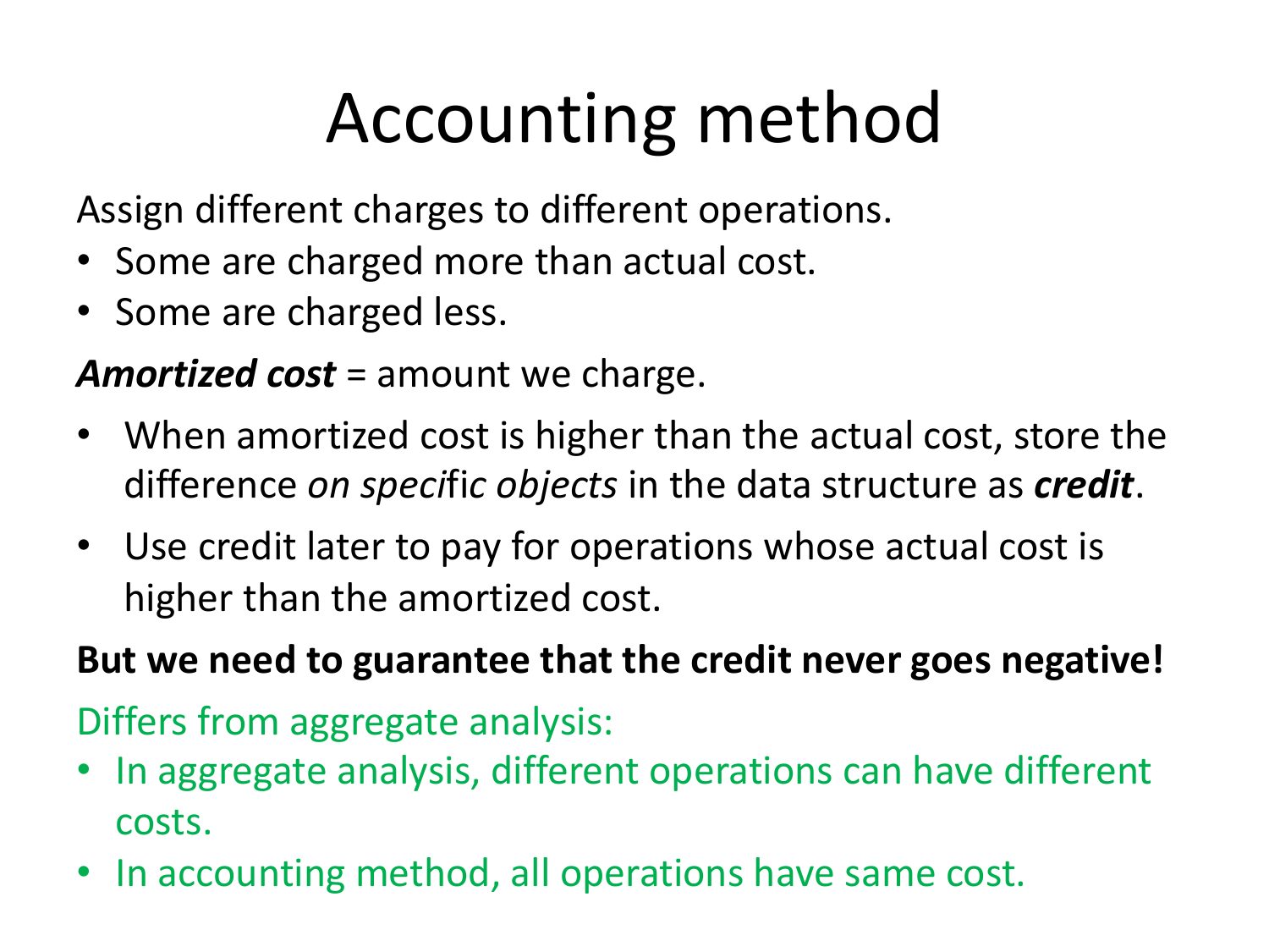# Accounting method

Assign different charges to different operations.

- Some are charged more than actual cost.
- Some are charged less.

***Amortized cost*** = amount we charge.

- When amortized cost is higher than the actual cost, store the difference *on specific objects* in the data structure as ***credit***.
- Use credit later to pay for operations whose actual cost is higher than the amortized cost.

**But we need to guarantee that the credit never goes negative!**

Differs from aggregate analysis:

- In aggregate analysis, different operations can have different costs.
- In accounting method, all operations have same cost.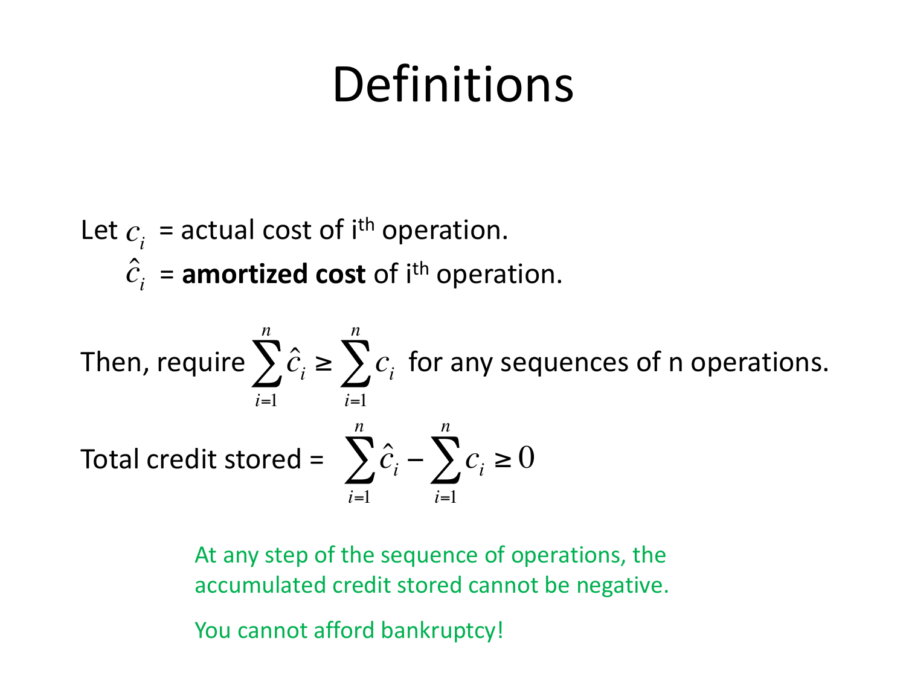# Definitions

Let $c_i$ = actual cost of i[th] operation.

$\hat{c}_i$ = **amortized cost** of i[th] operation.

Then, require $\sum_{i=1}^{n} \hat{c}_i \geq \sum_{i=1}^{n} c_i$ for any sequences of n operations.

Total credit stored = $\sum_{i=1}^{n} \hat{c}_i - \sum_{i=1}^{n} c_i \geq 0$

At any step of the sequence of operations, the accumulated credit stored cannot be negative.

You cannot afford bankruptcy!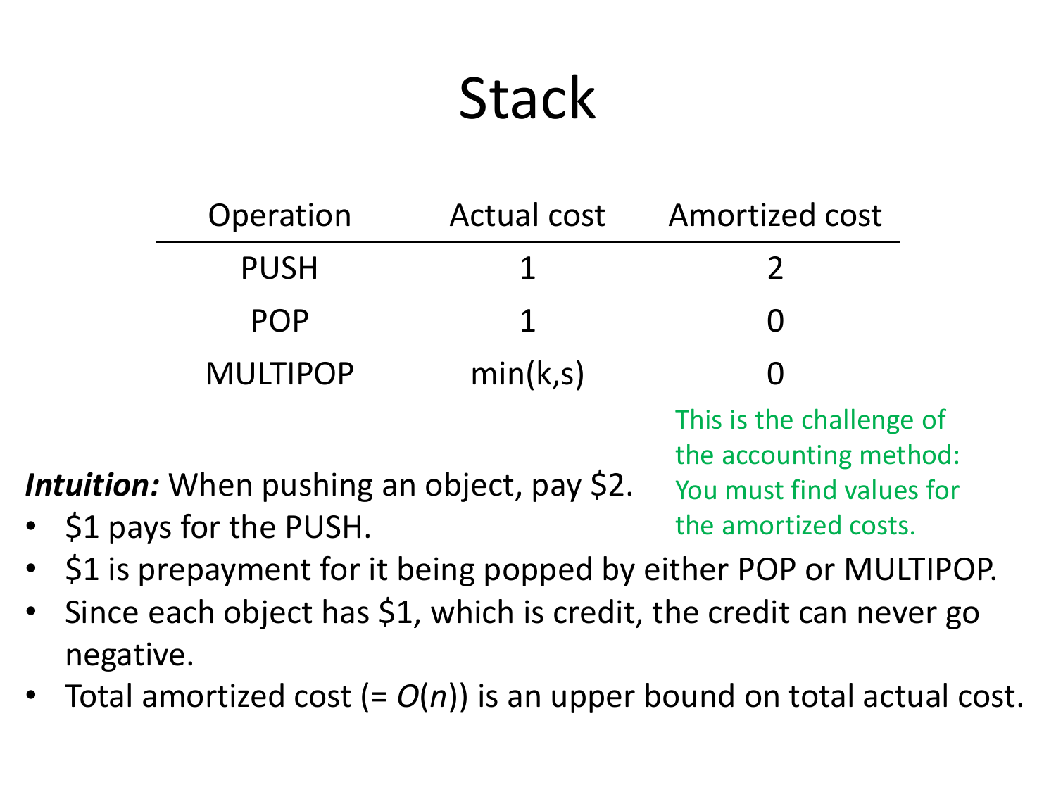# Stack

| Operation | Actual cost | Amortized cost |
|---|---|---|
| PUSH | 1 | 2 |
| POP | 1 | 0 |
| MULTIPOP | min(k,s) | 0 |

This is the challenge of the accounting method: You must find values for the amortized costs.

***Intuition:*** When pushing an object, pay $2.

- $1 pays for the PUSH.
- $1 is prepayment for it being popped by either POP or MULTIPOP.
- Since each object has $1, which is credit, the credit can never go negative.
- Total amortized cost (= $O(n)$) is an upper bound on total actual cost.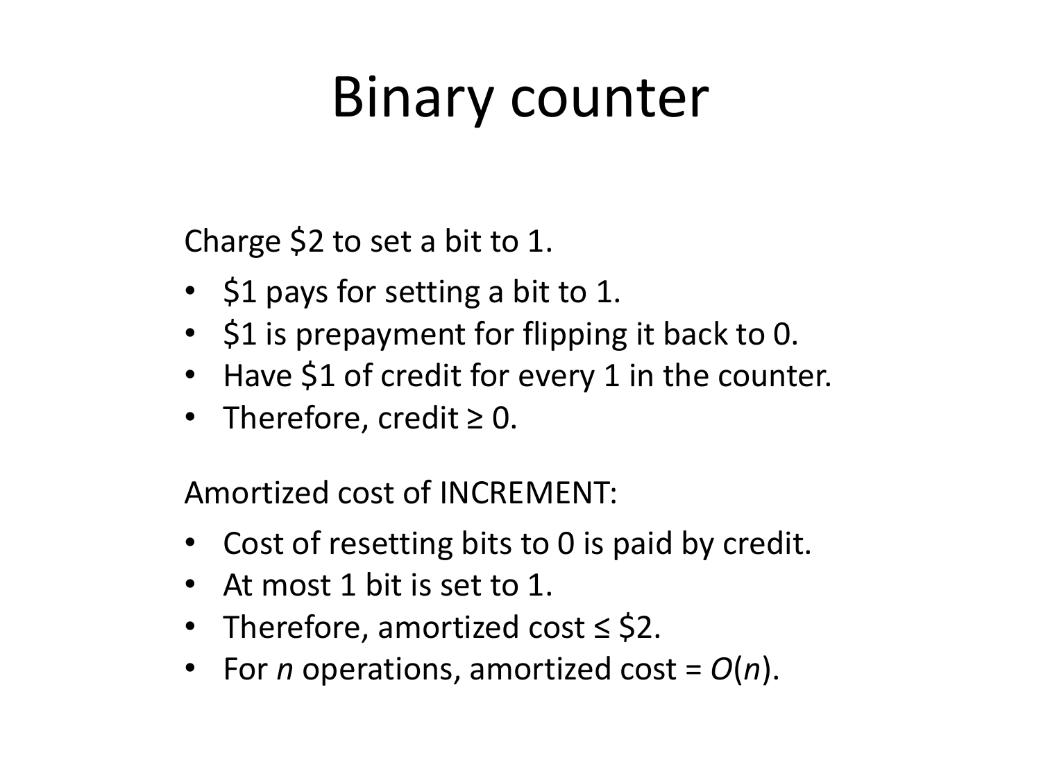# Binary counter

Charge \$2 to set a bit to 1.

- \$1 pays for setting a bit to 1.
- \$1 is prepayment for flipping it back to 0.
- Have \$1 of credit for every 1 in the counter.
- Therefore, credit $\geq 0$.

Amortized cost of INCREMENT:

- Cost of resetting bits to 0 is paid by credit.
- At most 1 bit is set to 1.
- Therefore, amortized cost $\leq$ \$2.
- For $n$ operations, amortized cost = $O(n)$.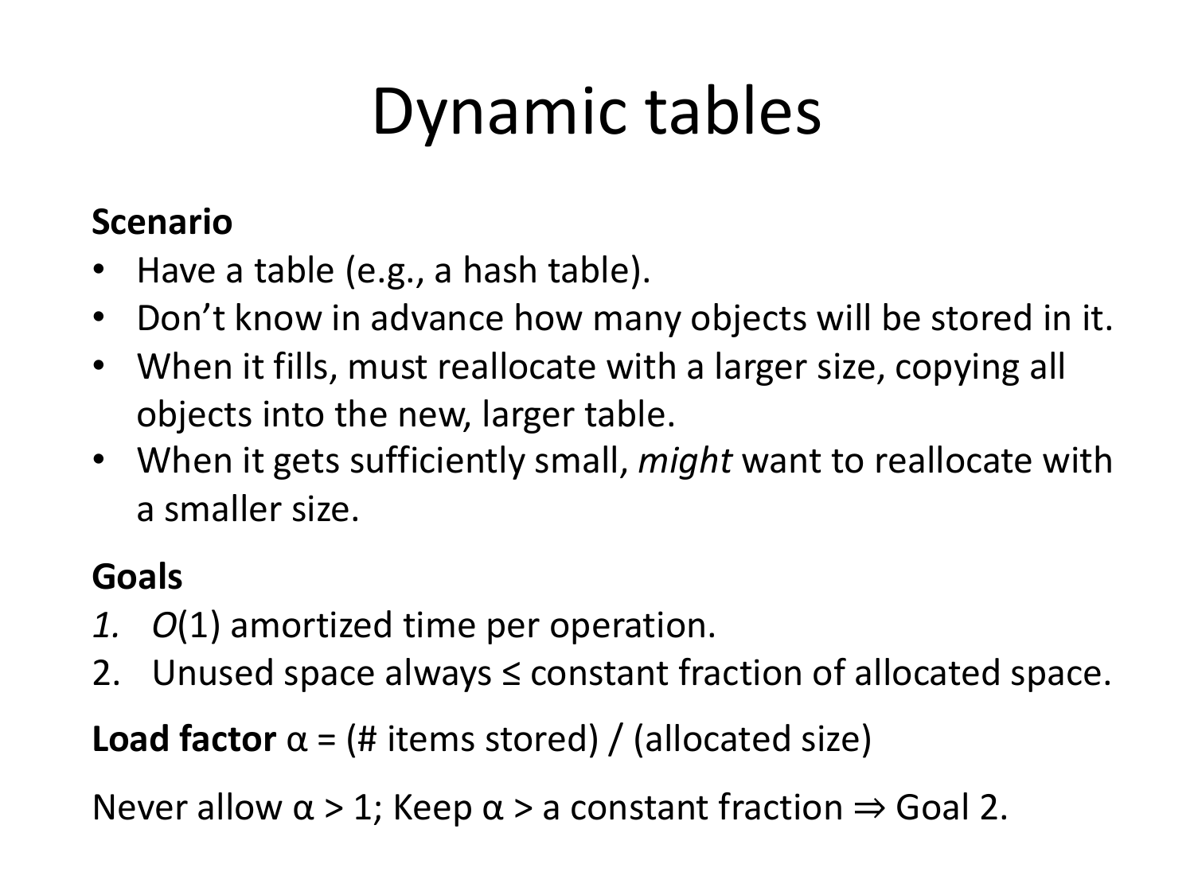# Dynamic tables

**Scenario**

- Have a table (e.g., a hash table).
- Don't know in advance how many objects will be stored in it.
- When it fills, must reallocate with a larger size, copying all objects into the new, larger table.
- When it gets sufficiently small, *might* want to reallocate with a smaller size.

**Goals**

1. $O(1)$ amortized time per operation.
2. Unused space always ≤ constant fraction of allocated space.

**Load factor** $\alpha$ = (# items stored) / (allocated size)

Never allow $\alpha > 1$; Keep $\alpha >$ a constant fraction $\Rightarrow$ Goal 2.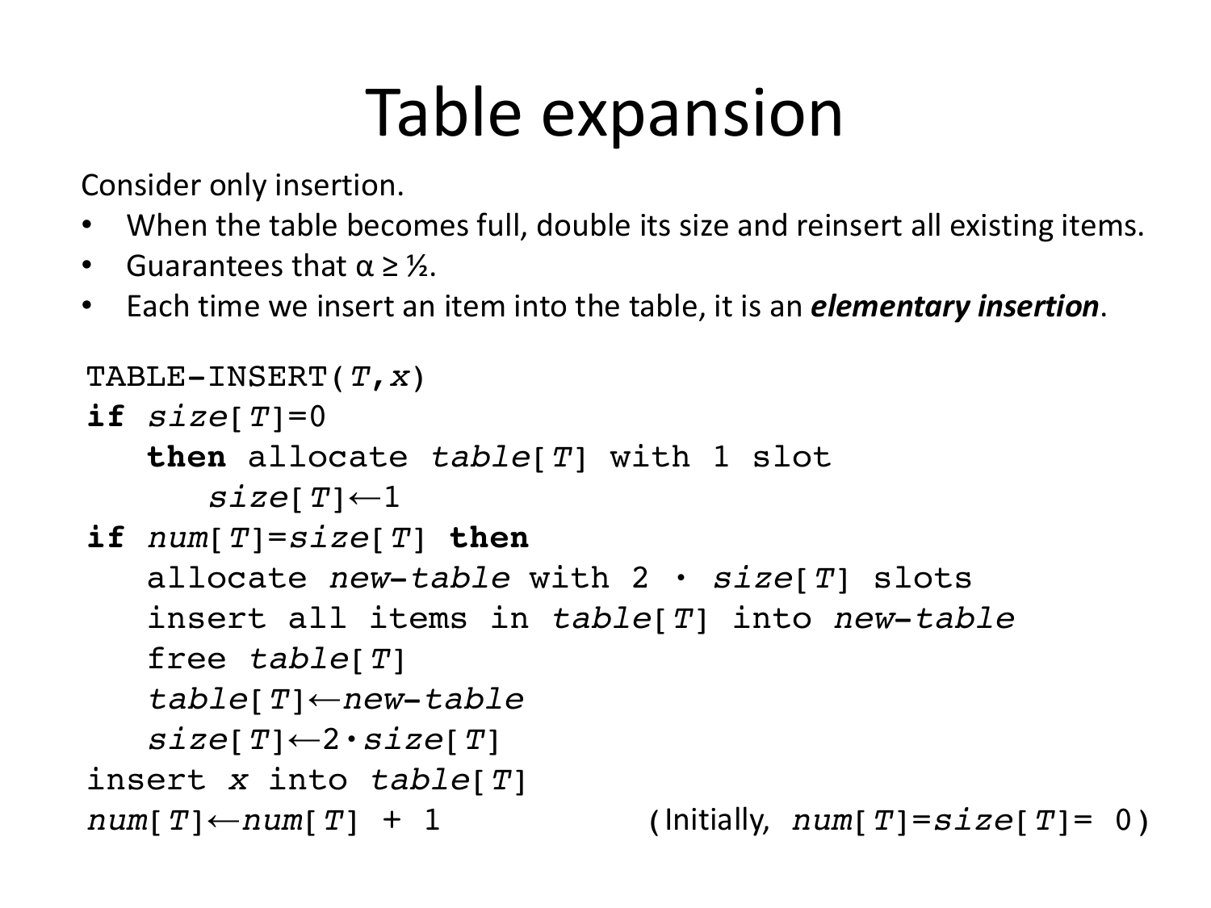# Table expansion

Consider only insertion.

- When the table becomes full, double its size and reinsert all existing items.
- Guarantees that $\alpha \geq ½$.
- Each time we insert an item into the table, it is an ***elementary insertion***.

```
TABLE-INSERT(T,x)
if size[T]=0
   then allocate table[T] with 1 slot
      size[T]←1
if num[T]=size[T] then
   allocate new-table with 2 · size[T] slots
   insert all items in table[T] into new-table
   free table[T]
   table[T]←new-table
   size[T]←2·size[T]
insert x into table[T]
num[T]←num[T] + 1
```

(Initially, $num[T]=size[T]=0$)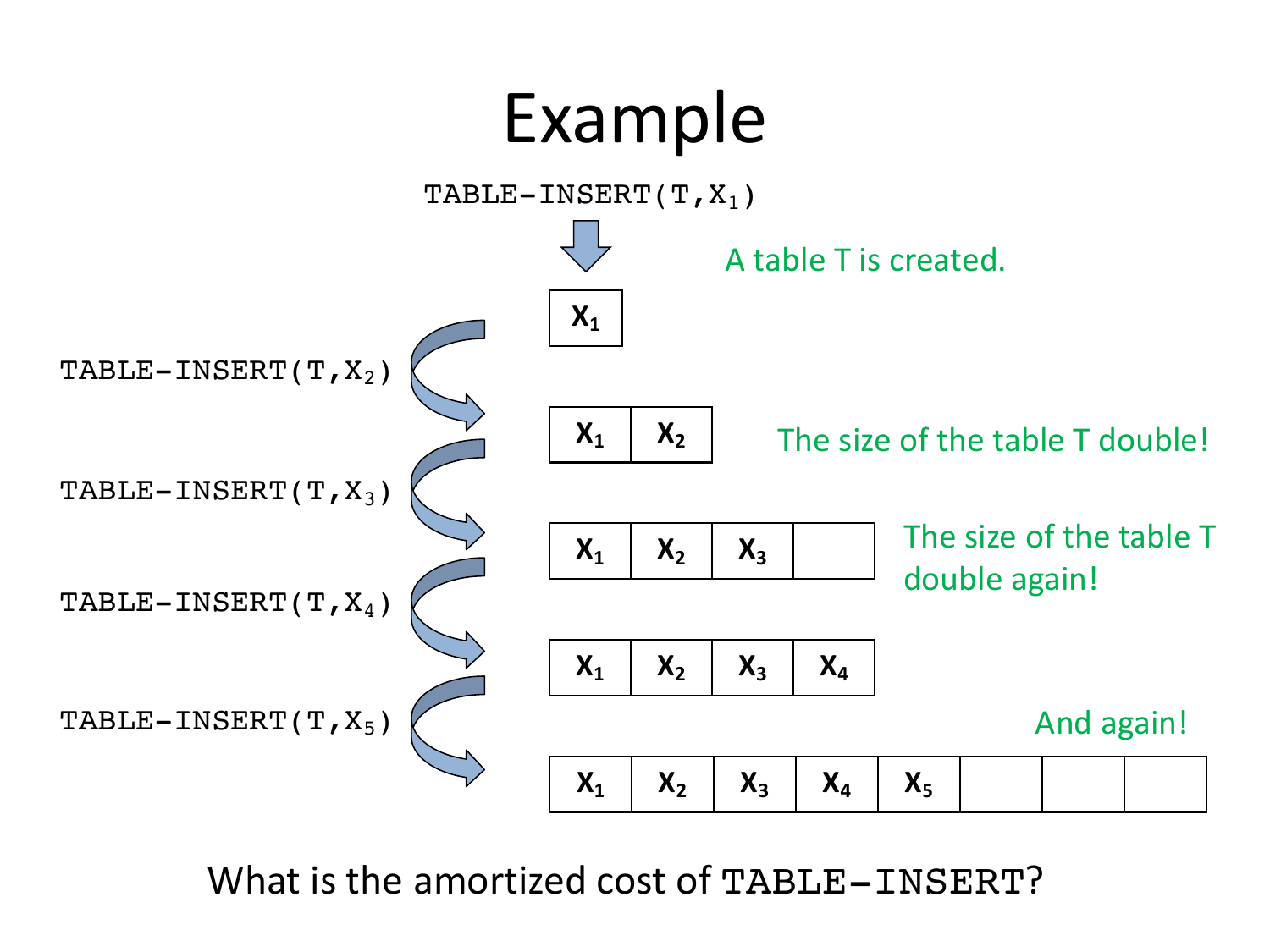# Example

TABLE-INSERT(T, $X_1$)

A table T is created.

| $X_1$ |
|---|

TABLE-INSERT(T, $X_2$)

| $X_1$ | $X_2$ |
|---|---|

The size of the table T double!

TABLE-INSERT(T, $X_3$)

| $X_1$ | $X_2$ | $X_3$ | |
|---|---|---|---|

The size of the table T double again!

TABLE-INSERT(T, $X_4$)

| $X_1$ | $X_2$ | $X_3$ | $X_4$ |
|---|---|---|---|

TABLE-INSERT(T, $X_5$)

And again!

| $X_1$ | $X_2$ | $X_3$ | $X_4$ | $X_5$ | | | |
|---|---|---|---|---|---|---|---|

What is the amortized cost of TABLE-INSERT?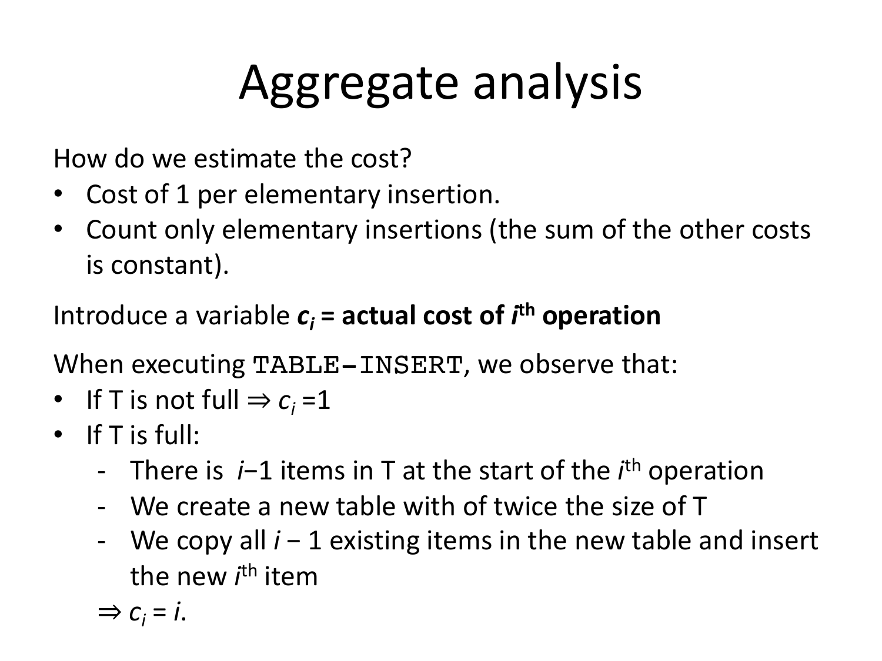# Aggregate analysis

How do we estimate the cost?

- Cost of 1 per elementary insertion.
- Count only elementary insertions (the sum of the other costs is constant).

Introduce a variable **$c_i$ = actual cost of $i^{th}$ operation**

When executing `TABLE-INSERT`, we observe that:

- If T is not full $\Rightarrow c_i = 1$
- If T is full:
  - There is $i-1$ items in T at the start of the $i^{th}$ operation
  - We create a new table with of twice the size of T
  - We copy all $i - 1$ existing items in the new table and insert the new $i^{th}$ item

  $\Rightarrow c_i = i$.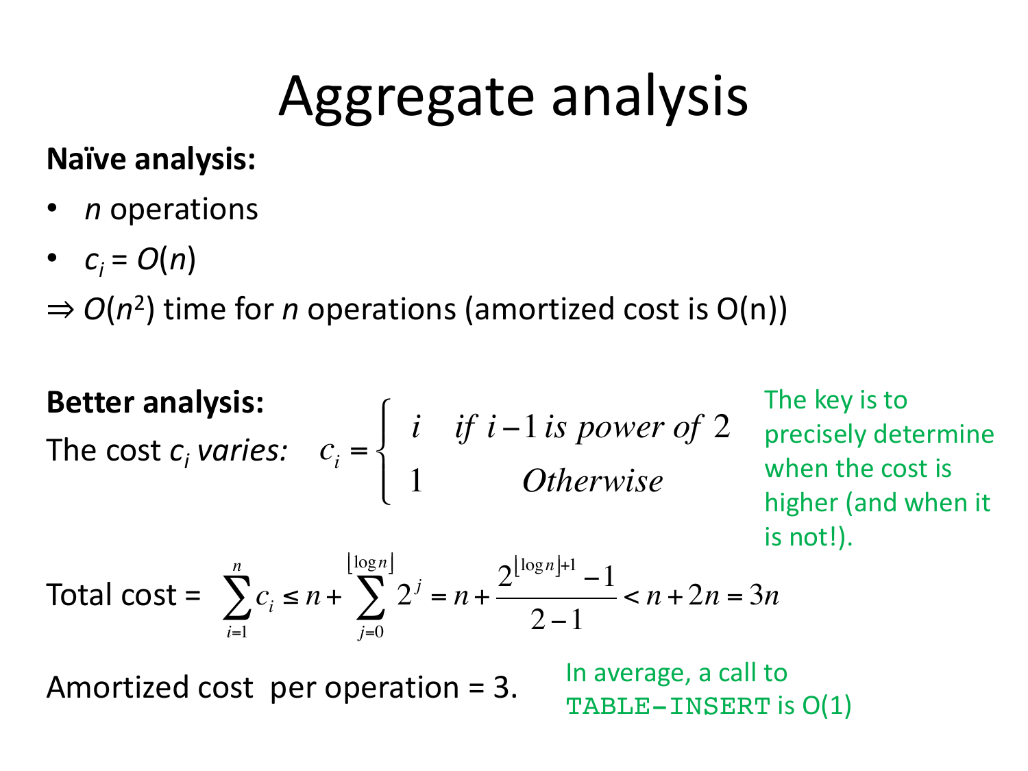# Aggregate analysis

**Naïve analysis:**

- $n$ operations
- $c_i = O(n)$

$\Rightarrow O(n^2)$ time for $n$ operations (amortized cost is O(n))

**Better analysis:**

The cost $c_i$ *varies:*

$$c_i = \begin{cases} i & \text{if } i-1 \text{ is power of } 2 \\ 1 & \text{Otherwise} \end{cases}$$

The key is to precisely determine when the cost is higher (and when it is not!).

Total cost = $\sum_{i=1}^{n} c_i \leq n + \sum_{j=0}^{\lfloor \log n \rfloor} 2^j = n + \frac{2^{\lfloor \log n \rfloor + 1} - 1}{2-1} < n + 2n = 3n$

Amortized cost per operation = 3.

In average, a call to `TABLE-INSERT` is O(1)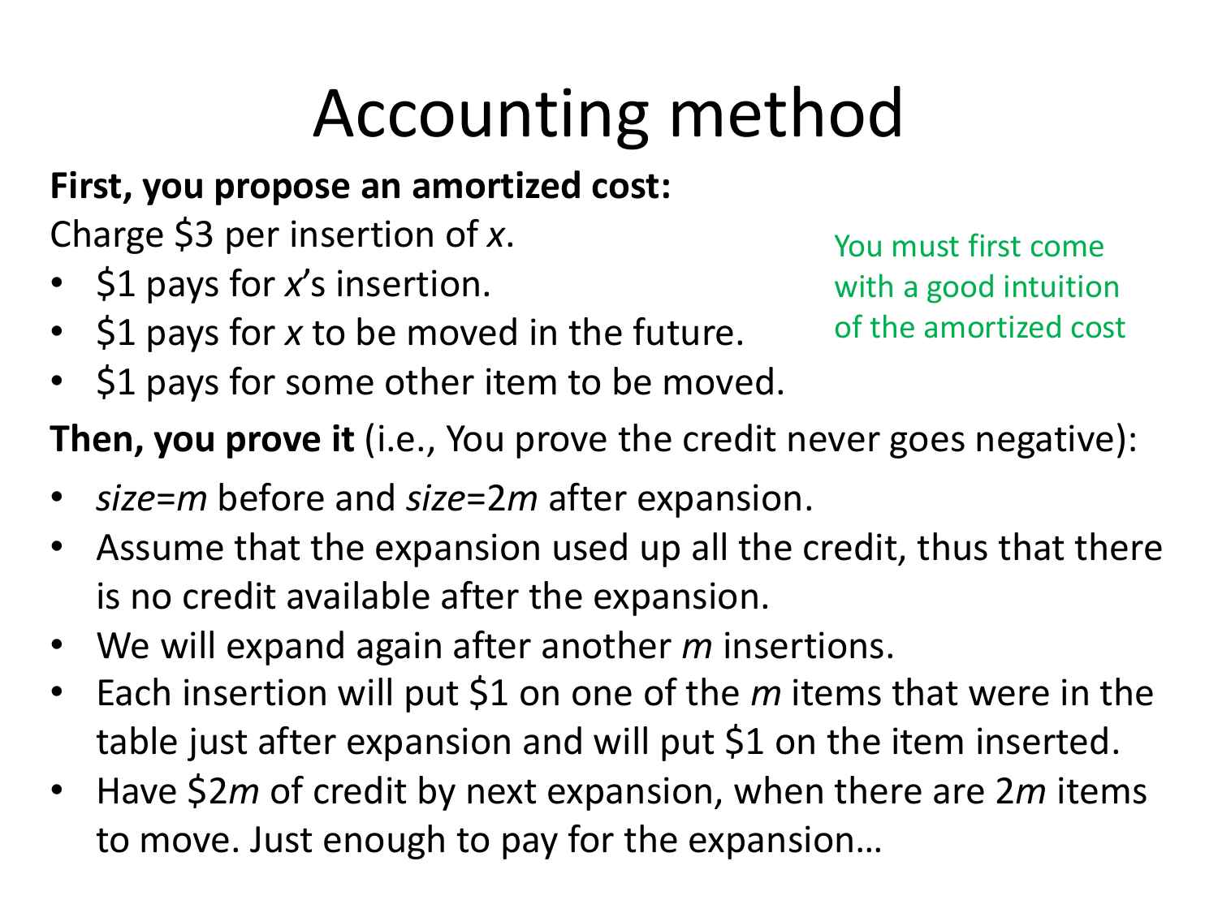# Accounting method

**First, you propose an amortized cost:**

Charge \$3 per insertion of *x*.

- \$1 pays for *x*'s insertion.
- \$1 pays for *x* to be moved in the future.
- \$1 pays for some other item to be moved.

You must first come with a good intuition of the amortized cost

**Then, you prove it** (i.e., You prove the credit never goes negative):

- *size*=*m* before and *size*=2*m* after expansion.
- Assume that the expansion used up all the credit, thus that there is no credit available after the expansion.
- We will expand again after another *m* insertions.
- Each insertion will put \$1 on one of the *m* items that were in the table just after expansion and will put \$1 on the item inserted.
- Have \$2*m* of credit by next expansion, when there are 2*m* items to move. Just enough to pay for the expansion…